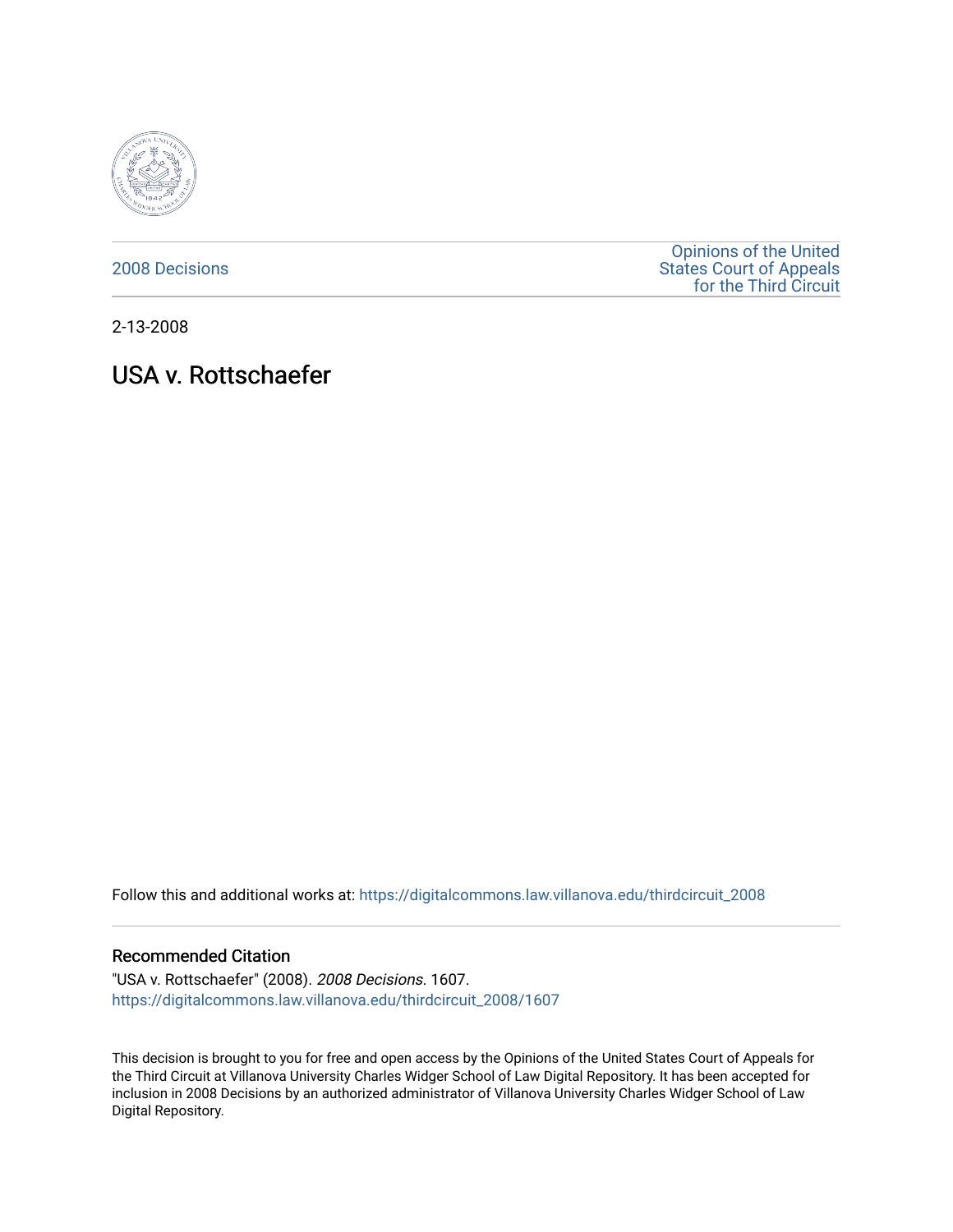2008 Decisions

Opinions of the United States Court of Appeals for the Third Circuit

2-13-2008

# USA v. Rottschaefer

Follow this and additional works at: https://digitalcommons.law.villanova.edu/thirdcircuit_2008

## Recommended Citation

"USA v. Rottschaefer" (2008). *2008 Decisions*. 1607.
https://digitalcommons.law.villanova.edu/thirdcircuit_2008/1607

This decision is brought to you for free and open access by the Opinions of the United States Court of Appeals for the Third Circuit at Villanova University Charles Widger School of Law Digital Repository. It has been accepted for inclusion in 2008 Decisions by an authorized administrator of Villanova University Charles Widger School of Law Digital Repository.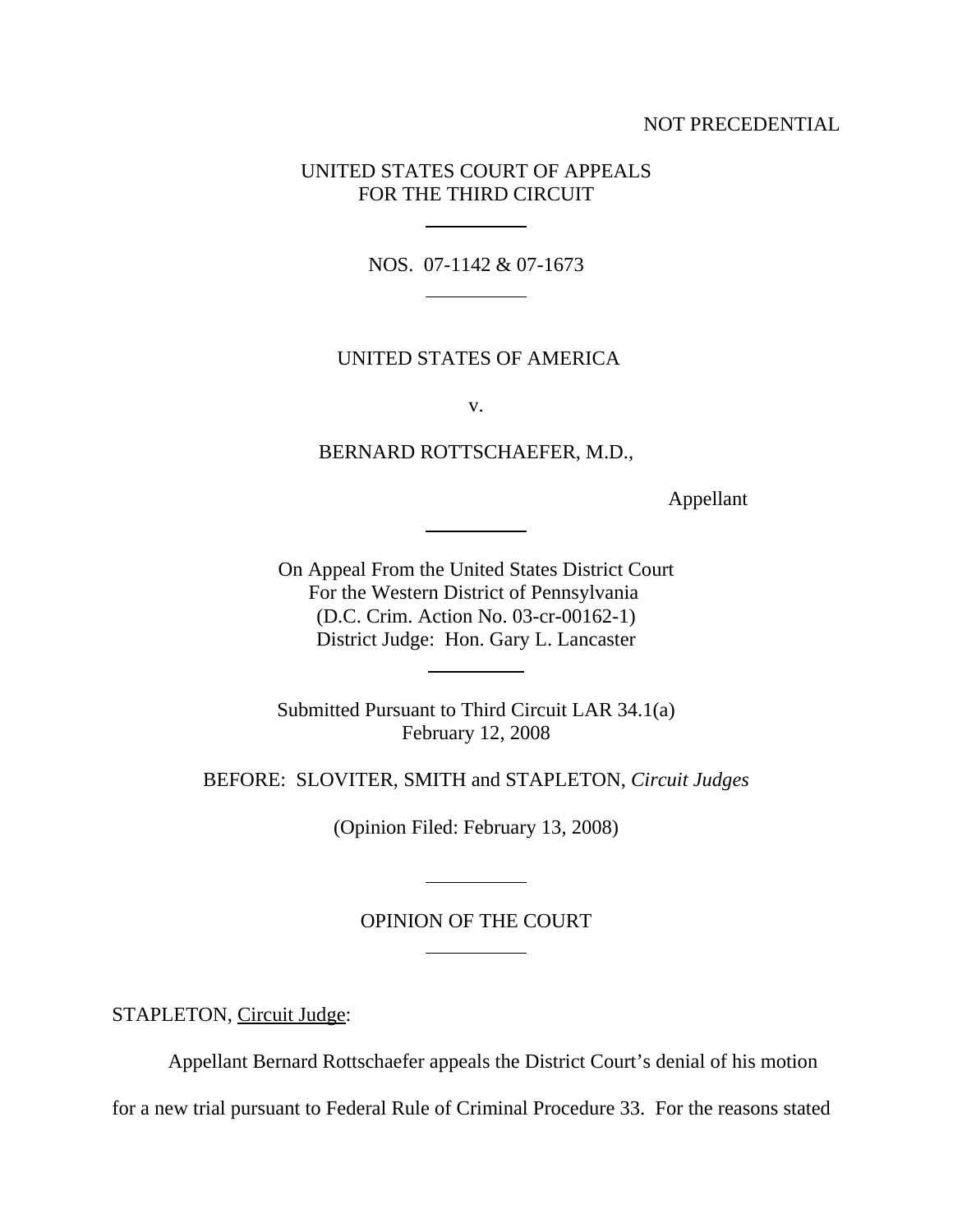NOT PRECEDENTIAL

UNITED STATES COURT OF APPEALS
FOR THE THIRD CIRCUIT

NOS. 07-1142 & 07-1673

UNITED STATES OF AMERICA

v.

BERNARD ROTTSCHAEFER, M.D.,

Appellant

On Appeal From the United States District Court
For the Western District of Pennsylvania
(D.C. Crim. Action No. 03-cr-00162-1)
District Judge: Hon. Gary L. Lancaster

Submitted Pursuant to Third Circuit LAR 34.1(a)
February 12, 2008

BEFORE: SLOVITER, SMITH and STAPLETON, *Circuit Judges*

(Opinion Filed: February 13, 2008)

## OPINION OF THE COURT

STAPLETON, Circuit Judge:

Appellant Bernard Rottschaefer appeals the District Court's denial of his motion for a new trial pursuant to Federal Rule of Criminal Procedure 33. For the reasons stated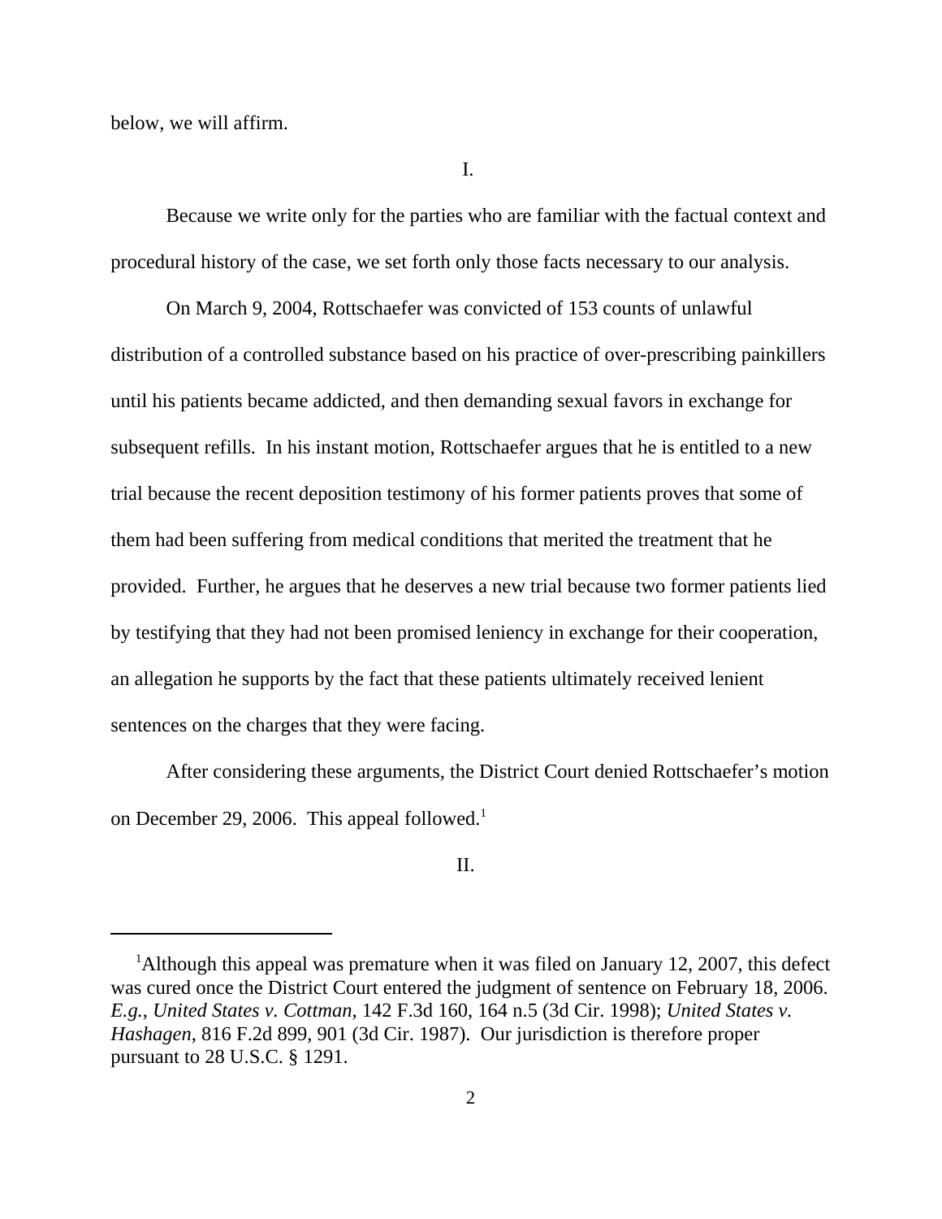below, we will affirm.

I.

Because we write only for the parties who are familiar with the factual context and procedural history of the case, we set forth only those facts necessary to our analysis.

On March 9, 2004, Rottschaefer was convicted of 153 counts of unlawful distribution of a controlled substance based on his practice of over-prescribing painkillers until his patients became addicted, and then demanding sexual favors in exchange for subsequent refills. In his instant motion, Rottschaefer argues that he is entitled to a new trial because the recent deposition testimony of his former patients proves that some of them had been suffering from medical conditions that merited the treatment that he provided. Further, he argues that he deserves a new trial because two former patients lied by testifying that they had not been promised leniency in exchange for their cooperation, an allegation he supports by the fact that these patients ultimately received lenient sentences on the charges that they were facing.

After considering these arguments, the District Court denied Rottschaefer's motion on December 29, 2006. This appeal followed.[1]

II.

---

[1]Although this appeal was premature when it was filed on January 12, 2007, this defect was cured once the District Court entered the judgment of sentence on February 18, 2006. *E.g.*, *United States v. Cottman*, 142 F.3d 160, 164 n.5 (3d Cir. 1998); *United States v. Hashagen*, 816 F.2d 899, 901 (3d Cir. 1987). Our jurisdiction is therefore proper pursuant to 28 U.S.C. § 1291.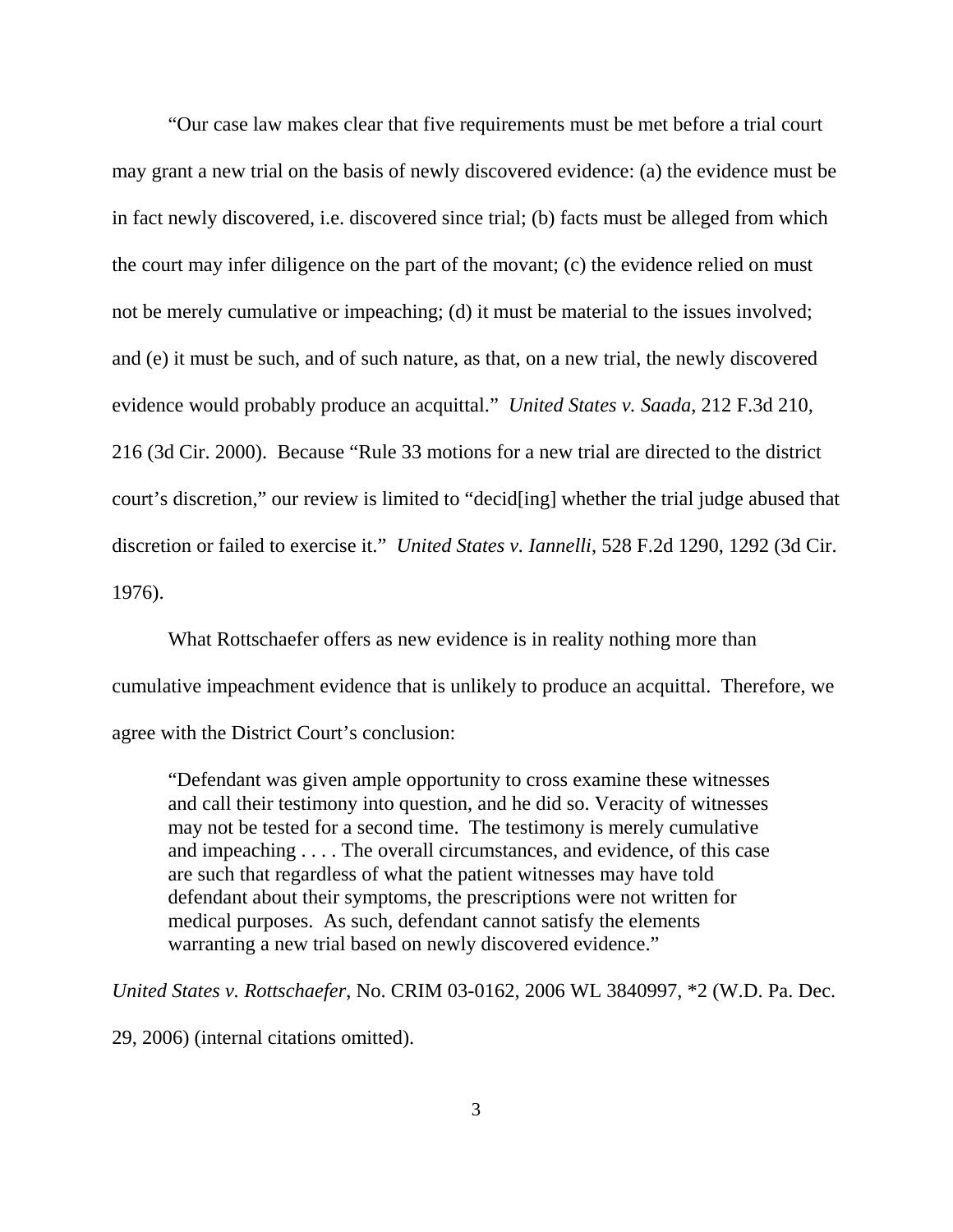"Our case law makes clear that five requirements must be met before a trial court may grant a new trial on the basis of newly discovered evidence: (a) the evidence must be in fact newly discovered, i.e. discovered since trial; (b) facts must be alleged from which the court may infer diligence on the part of the movant; (c) the evidence relied on must not be merely cumulative or impeaching; (d) it must be material to the issues involved; and (e) it must be such, and of such nature, as that, on a new trial, the newly discovered evidence would probably produce an acquittal." *United States v. Saada*, 212 F.3d 210, 216 (3d Cir. 2000). Because "Rule 33 motions for a new trial are directed to the district court's discretion," our review is limited to "decid[ing] whether the trial judge abused that discretion or failed to exercise it." *United States v. Iannelli*, 528 F.2d 1290, 1292 (3d Cir. 1976).

What Rottschaefer offers as new evidence is in reality nothing more than cumulative impeachment evidence that is unlikely to produce an acquittal. Therefore, we agree with the District Court's conclusion:

> "Defendant was given ample opportunity to cross examine these witnesses and call their testimony into question, and he did so. Veracity of witnesses may not be tested for a second time. The testimony is merely cumulative and impeaching . . . . The overall circumstances, and evidence, of this case are such that regardless of what the patient witnesses may have told defendant about their symptoms, the prescriptions were not written for medical purposes. As such, defendant cannot satisfy the elements warranting a new trial based on newly discovered evidence."

*United States v. Rottschaefer*, No. CRIM 03-0162, 2006 WL 3840997, *2 (W.D. Pa. Dec. 29, 2006) (internal citations omitted).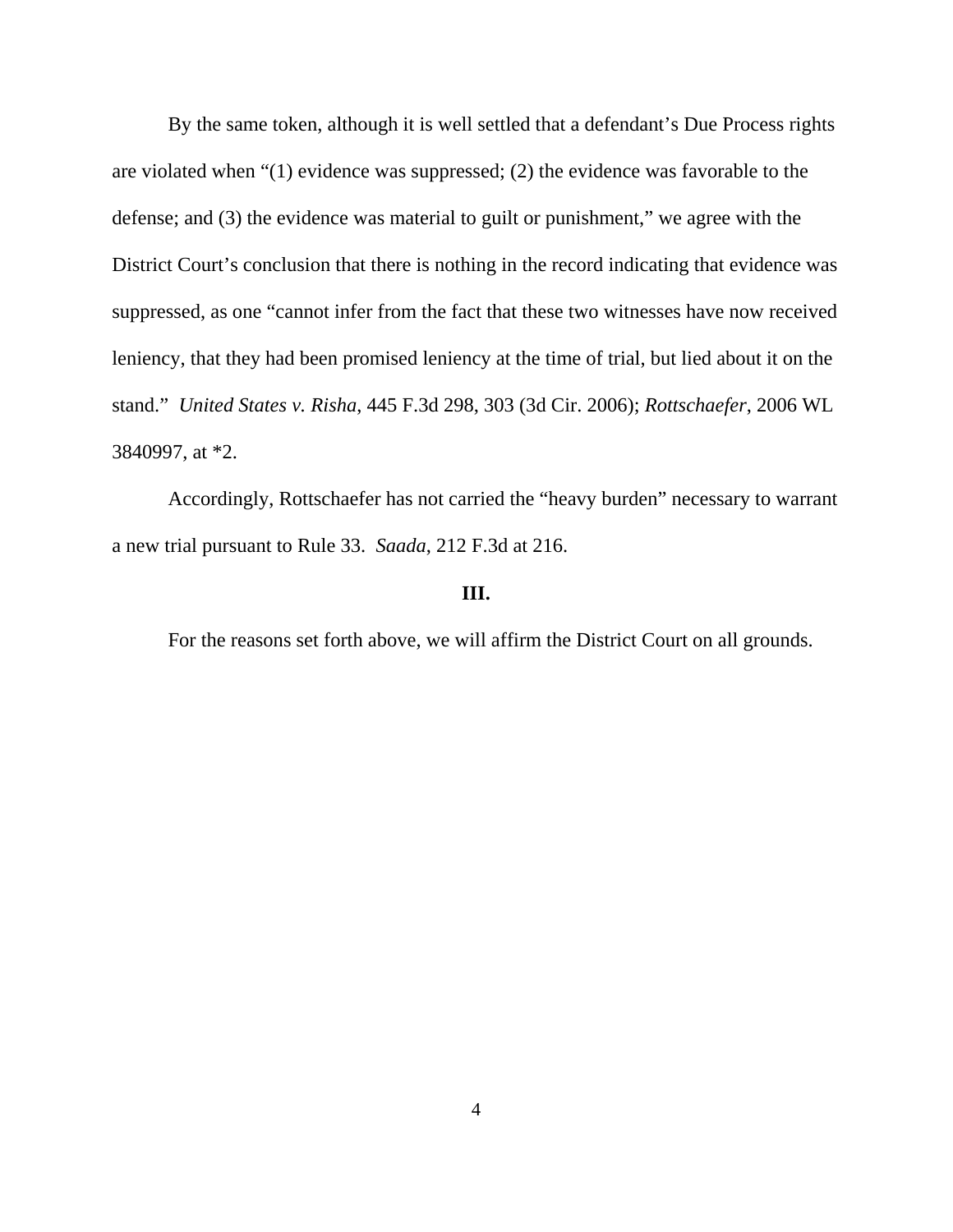By the same token, although it is well settled that a defendant's Due Process rights are violated when "(1) evidence was suppressed; (2) the evidence was favorable to the defense; and (3) the evidence was material to guilt or punishment," we agree with the District Court's conclusion that there is nothing in the record indicating that evidence was suppressed, as one "cannot infer from the fact that these two witnesses have now received leniency, that they had been promised leniency at the time of trial, but lied about it on the stand." *United States v. Risha*, 445 F.3d 298, 303 (3d Cir. 2006); *Rottschaefer*, 2006 WL 3840997, at *2.

Accordingly, Rottschaefer has not carried the "heavy burden" necessary to warrant a new trial pursuant to Rule 33. *Saada*, 212 F.3d at 216.

### III.

For the reasons set forth above, we will affirm the District Court on all grounds.